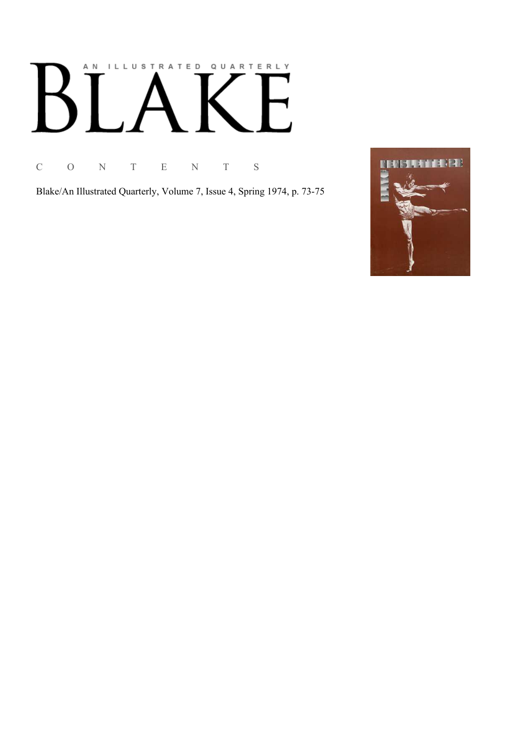AN ILLUSTRATED QUARTERLY

# BLAKE

C O N T E N T S

Blake/An Illustrated Quarterly, Volume 7, Issue 4, Spring 1974, p. 73-75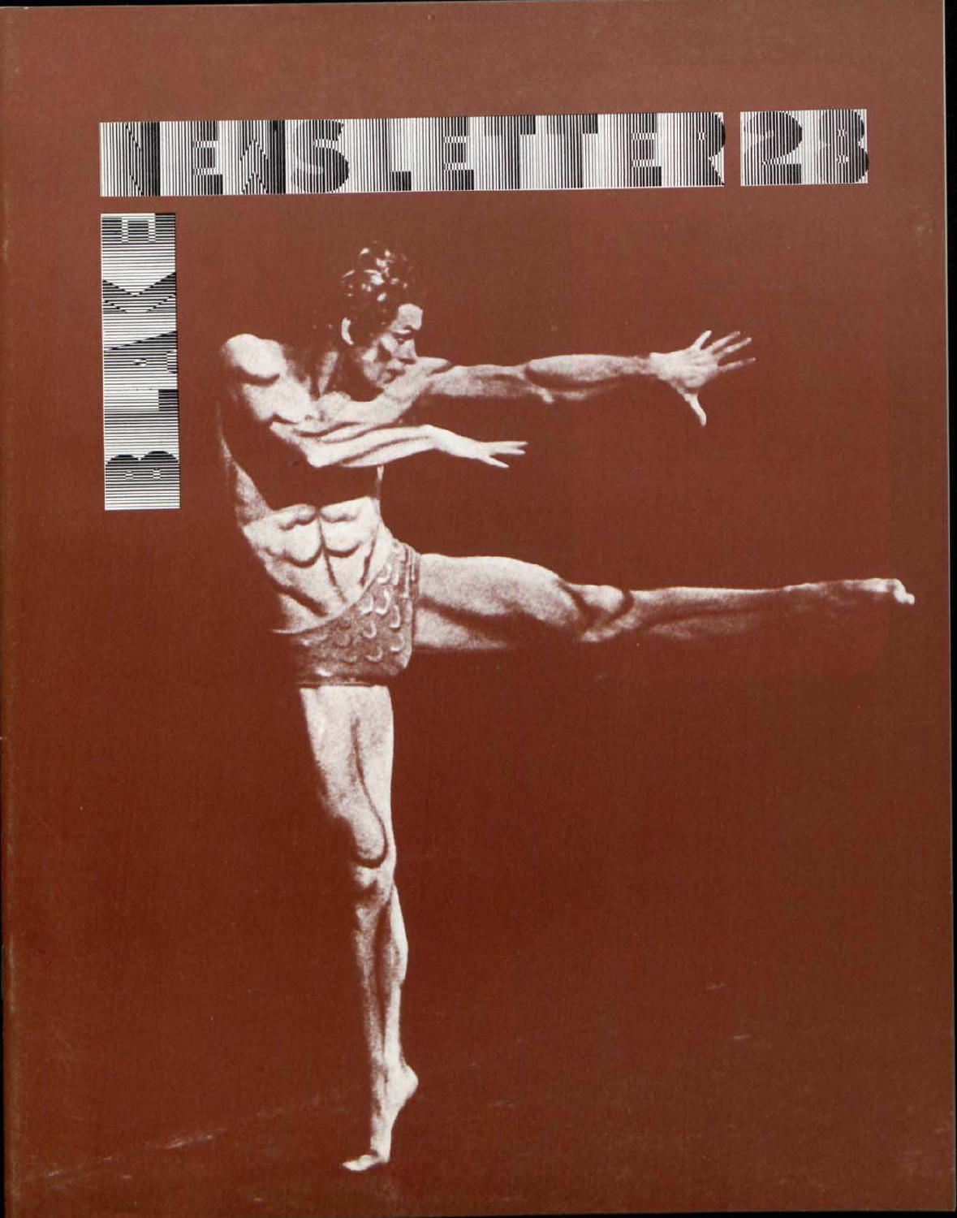# NEWSLETTER 28

# BLAKE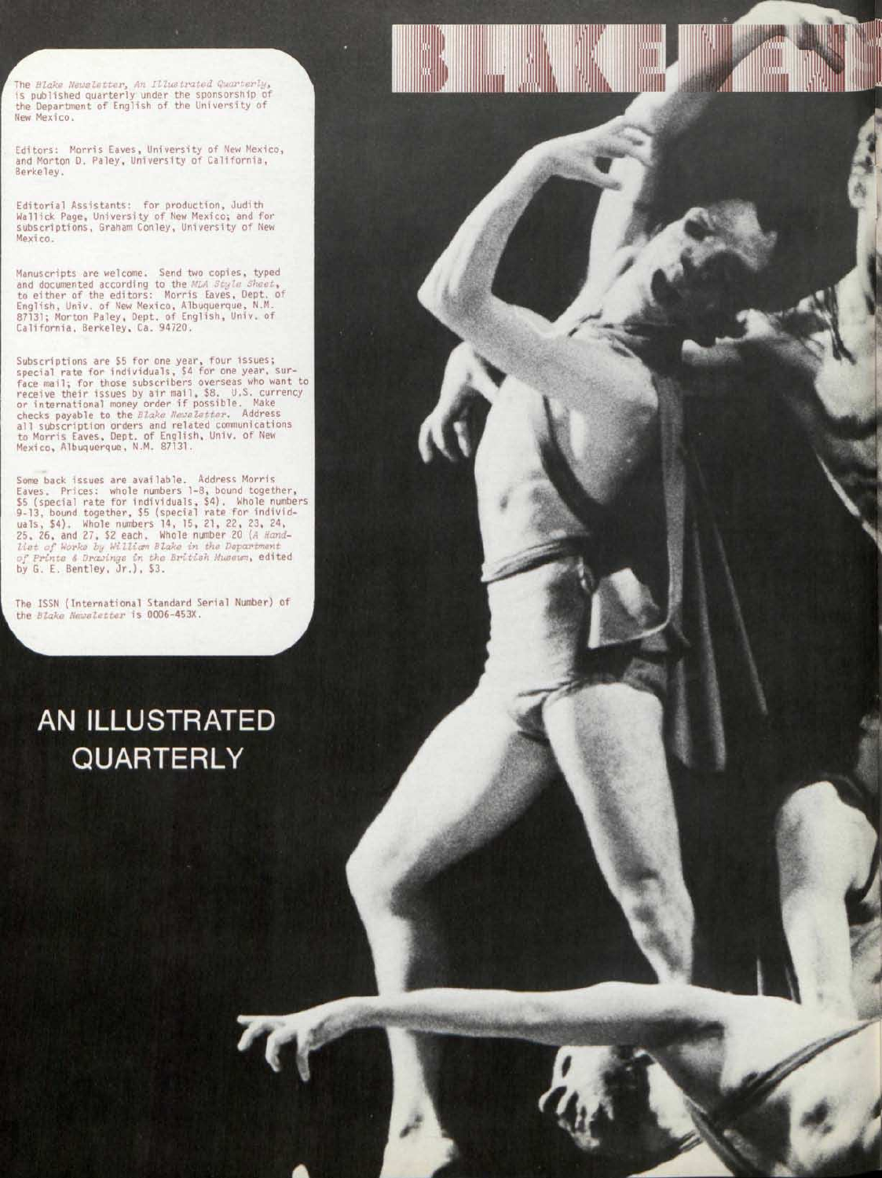The *Blake Newsletter, An Illustrated Quarterly*, is published quarterly under the sponsorship of the Department of English of the University of New Mexico.

Editors: Morris Eaves, University of New Mexico, and Morton D. Paley, University of California, Berkeley.

Editorial Assistants: for production, Judith Wallick Page, University of New Mexico; and for subscriptions, Graham Conley, University of New Mexico.

Manuscripts are welcome. Send two copies, typed and documented according to the *MLA Style Sheet*, to either of the editors: Morris Eaves, Dept. of English, Univ. of New Mexico, Albuquerque, N.M. 87131; Morton Paley, Dept. of English, Univ. of California, Berkeley, Ca. 94720.

Subscriptions are $5 for one year, four issues; special rate for individuals, $4 for one year, surface mail; for those subscribers overseas who want to receive their issues by air mail, $8. U.S. currency or international money order if possible. Make checks payable to the *Blake Newsletter*. Address all subscription orders and related communications to Morris Eaves, Dept. of English, Univ. of New Mexico, Albuquerque, N.M. 87131.

Some back issues are available. Address Morris Eaves. Prices: whole numbers 1-8, bound together, $5 (special rate for individuals, $4). Whole numbers 9-13, bound together, $5 (special rate for individuals, $4). Whole numbers 14, 15, 21, 22, 23, 24, 25, 26, and 27, $2 each. Whole number 20 (*A Handlist of Works by William Blake in the Department of Prints & Drawings in the British Museum*, edited by G. E. Bentley, Jr.), $3.

The ISSN (International Standard Serial Number) of the *Blake Newsletter* is 0006-453X.

# AN ILLUSTRATED QUARTERLY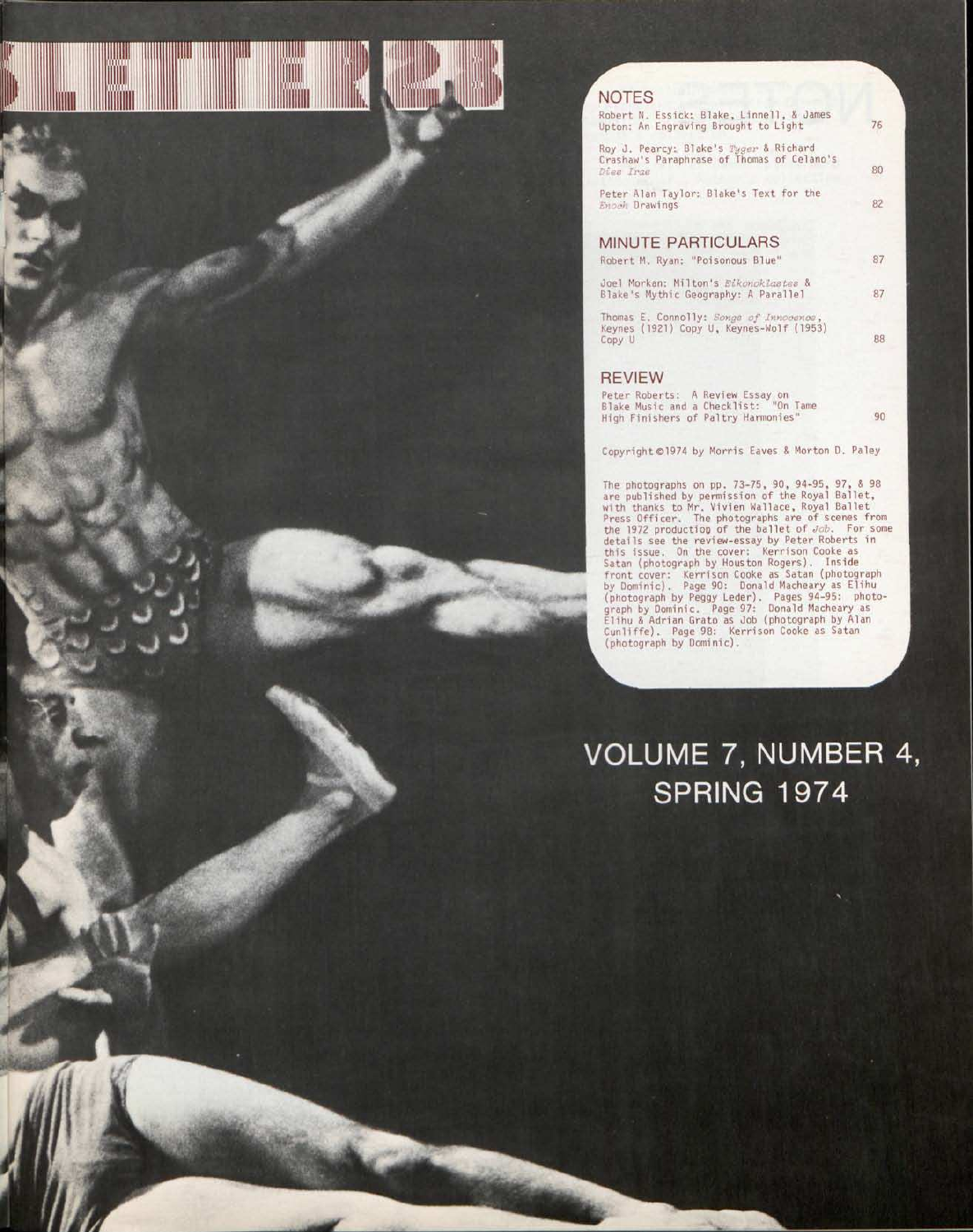## NOTES

Robert N. Essick: Blake, Linnell, & James Upton: An Engraving Brought to Light — 76

Roy J. Pearcy: Blake's *Tyger* & Richard Crashaw's Paraphrase of Thomas of Celano's *Dies Irae* — 80

Peter Alan Taylor: Blake's Text for the *Enoch* Drawings — 82

## MINUTE PARTICULARS

Robert M. Ryan: "Poisonous Blue" — 87

Joel Morkan: Milton's *Eikonoklastes* & Blake's Mythic Geography: A Parallel — 87

Thomas E. Connolly: *Songs of Innocence*, Keynes (1921) Copy U, Keynes-Wolf (1953) Copy U — 88

## REVIEW

Peter Roberts: A Review Essay on Blake Music and a Checklist: "On Tame High Finishers of Paltry Harmonies" — 90

Copyright © 1974 by Morris Eaves & Morton D. Paley

The photographs on pp. 73-75, 90, 94-95, 97, & 98 are published by permission of the Royal Ballet, with thanks to Mr. Vivien Wallace, Royal Ballet Press Officer. The photographs are of scenes from the 1972 production of the ballet of *Job*. For some details see the review-essay by Peter Roberts in this issue. On the cover: Kerrison Cooke as Satan (photograph by Houston Rogers). Inside front cover: Kerrison Cooke as Satan (photograph by Dominic). Page 90: Donald Macheary as Elihu (photograph by Peggy Leder). Pages 94-95: photograph by Dominic. Page 97: Donald Macheary as Elihu & Adrian Grato as Job (photograph by Alan Cunliffe). Page 98: Kerrison Cooke as Satan (photograph by Dominic).

# VOLUME 7, NUMBER 4, SPRING 1974